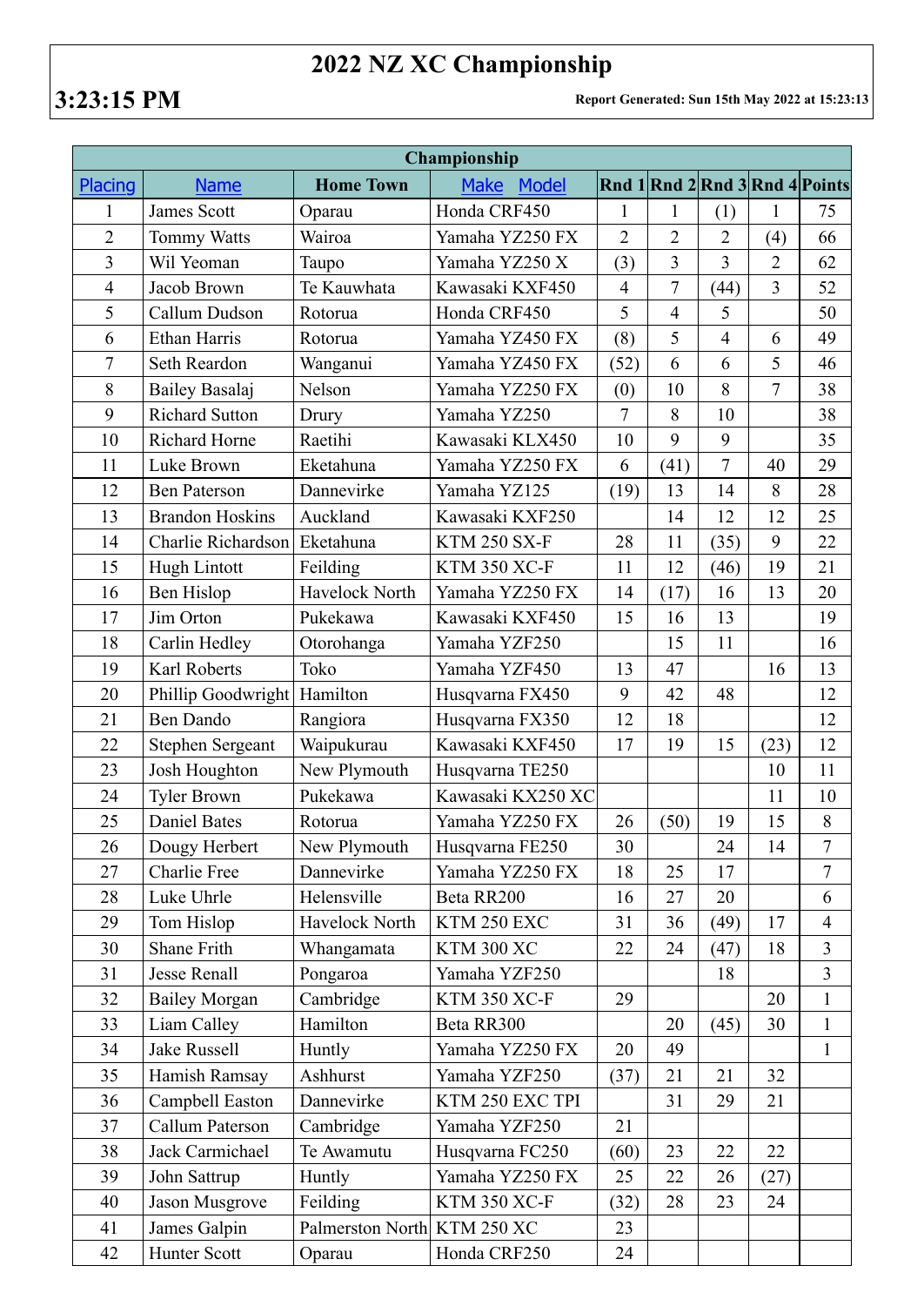# 2022 NZ XC Championship

**3:23:15 PM**

**Report Generated: Sun 15th May 2022 at 15:23:13**

| Championship | | | | | | | | |
|---|---|---|---|---|---|---|---|---|
| Placing | Name | Home Town | Make Model | Rnd 1 | Rnd 2 | Rnd 3 | Rnd 4 | Points |
| 1 | James Scott | Oparau | Honda CRF450 | 1 | 1 | (1) | 1 | 75 |
| 2 | Tommy Watts | Wairoa | Yamaha YZ250 FX | 2 | 2 | 2 | (4) | 66 |
| 3 | Wil Yeoman | Taupo | Yamaha YZ250 X | (3) | 3 | 3 | 2 | 62 |
| 4 | Jacob Brown | Te Kauwhata | Kawasaki KXF450 | 4 | 7 | (44) | 3 | 52 |
| 5 | Callum Dudson | Rotorua | Honda CRF450 | 5 | 4 | 5 | | 50 |
| 6 | Ethan Harris | Rotorua | Yamaha YZ450 FX | (8) | 5 | 4 | 6 | 49 |
| 7 | Seth Reardon | Wanganui | Yamaha YZ450 FX | (52) | 6 | 6 | 5 | 46 |
| 8 | Bailey Basalaj | Nelson | Yamaha YZ250 FX | (0) | 10 | 8 | 7 | 38 |
| 9 | Richard Sutton | Drury | Yamaha YZ250 | 7 | 8 | 10 | | 38 |
| 10 | Richard Horne | Raetihi | Kawasaki KLX450 | 10 | 9 | 9 | | 35 |
| 11 | Luke Brown | Eketahuna | Yamaha YZ250 FX | 6 | (41) | 7 | 40 | 29 |
| 12 | Ben Paterson | Dannevirke | Yamaha YZ125 | (19) | 13 | 14 | 8 | 28 |
| 13 | Brandon Hoskins | Auckland | Kawasaki KXF250 | | 14 | 12 | 12 | 25 |
| 14 | Charlie Richardson | Eketahuna | KTM 250 SX-F | 28 | 11 | (35) | 9 | 22 |
| 15 | Hugh Lintott | Feilding | KTM 350 XC-F | 11 | 12 | (46) | 19 | 21 |
| 16 | Ben Hislop | Havelock North | Yamaha YZ250 FX | 14 | (17) | 16 | 13 | 20 |
| 17 | Jim Orton | Pukekawa | Kawasaki KXF450 | 15 | 16 | 13 | | 19 |
| 18 | Carlin Hedley | Otorohanga | Yamaha YZF250 | | 15 | 11 | | 16 |
| 19 | Karl Roberts | Toko | Yamaha YZF450 | 13 | 47 | | 16 | 13 |
| 20 | Phillip Goodwright | Hamilton | Husqvarna FX450 | 9 | 42 | 48 | | 12 |
| 21 | Ben Dando | Rangiora | Husqvarna FX350 | 12 | 18 | | | 12 |
| 22 | Stephen Sergeant | Waipukurau | Kawasaki KXF450 | 17 | 19 | 15 | (23) | 12 |
| 23 | Josh Houghton | New Plymouth | Husqvarna TE250 | | | | 10 | 11 |
| 24 | Tyler Brown | Pukekawa | Kawasaki KX250 XC | | | | 11 | 10 |
| 25 | Daniel Bates | Rotorua | Yamaha YZ250 FX | 26 | (50) | 19 | 15 | 8 |
| 26 | Dougy Herbert | New Plymouth | Husqvarna FE250 | 30 | | 24 | 14 | 7 |
| 27 | Charlie Free | Dannevirke | Yamaha YZ250 FX | 18 | 25 | 17 | | 7 |
| 28 | Luke Uhrle | Helensville | Beta RR200 | 16 | 27 | 20 | | 6 |
| 29 | Tom Hislop | Havelock North | KTM 250 EXC | 31 | 36 | (49) | 17 | 4 |
| 30 | Shane Frith | Whangamata | KTM 300 XC | 22 | 24 | (47) | 18 | 3 |
| 31 | Jesse Renall | Pongaroa | Yamaha YZF250 | | | 18 | | 3 |
| 32 | Bailey Morgan | Cambridge | KTM 350 XC-F | 29 | | | 20 | 1 |
| 33 | Liam Calley | Hamilton | Beta RR300 | | 20 | (45) | 30 | 1 |
| 34 | Jake Russell | Huntly | Yamaha YZ250 FX | 20 | 49 | | | 1 |
| 35 | Hamish Ramsay | Ashhurst | Yamaha YZF250 | (37) | 21 | 21 | 32 | |
| 36 | Campbell Easton | Dannevirke | KTM 250 EXC TPI | | 31 | 29 | 21 | |
| 37 | Callum Paterson | Cambridge | Yamaha YZF250 | 21 | | | | |
| 38 | Jack Carmichael | Te Awamutu | Husqvarna FC250 | (60) | 23 | 22 | 22 | |
| 39 | John Sattrup | Huntly | Yamaha YZ250 FX | 25 | 22 | 26 | (27) | |
| 40 | Jason Musgrove | Feilding | KTM 350 XC-F | (32) | 28 | 23 | 24 | |
| 41 | James Galpin | Palmerston North | KTM 250 XC | 23 | | | | |
| 42 | Hunter Scott | Oparau | Honda CRF250 | 24 | | | | |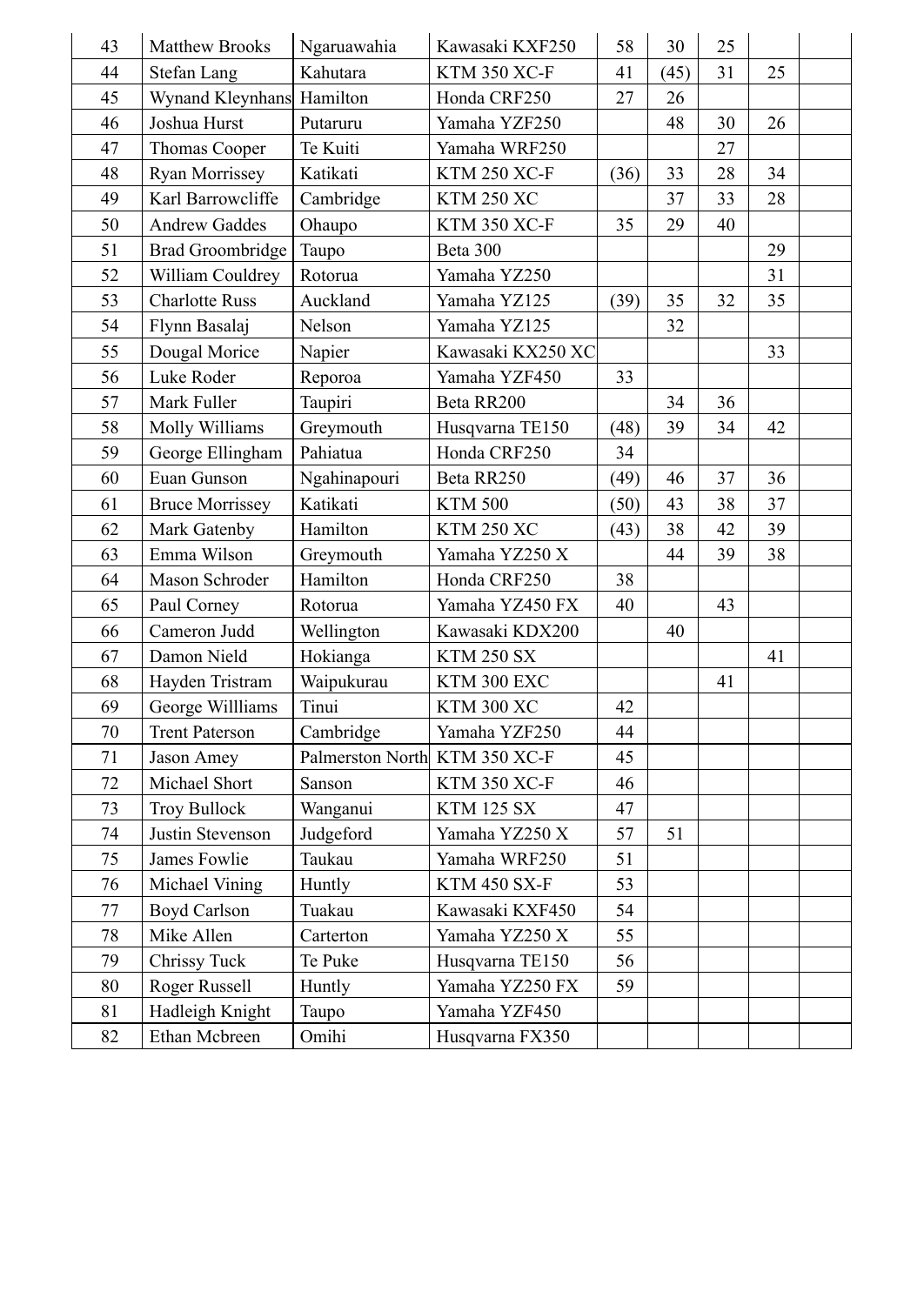| | | | | | | | | |
|---|---|---|---|---|---|---|---|---|
| 43 | Matthew Brooks | Ngaruawahia | Kawasaki KXF250 | 58 | 30 | 25 | | |
| 44 | Stefan Lang | Kahutara | KTM 350 XC-F | 41 | (45) | 31 | 25 | |
| 45 | Wynand Kleynhans | Hamilton | Honda CRF250 | 27 | 26 | | | |
| 46 | Joshua Hurst | Putaruru | Yamaha YZF250 | | 48 | 30 | 26 | |
| 47 | Thomas Cooper | Te Kuiti | Yamaha WRF250 | | | 27 | | |
| 48 | Ryan Morrissey | Katikati | KTM 250 XC-F | (36) | 33 | 28 | 34 | |
| 49 | Karl Barrowcliffe | Cambridge | KTM 250 XC | | 37 | 33 | 28 | |
| 50 | Andrew Gaddes | Ohaupo | KTM 350 XC-F | 35 | 29 | 40 | | |
| 51 | Brad Groombridge | Taupo | Beta 300 | | | | 29 | |
| 52 | William Couldrey | Rotorua | Yamaha YZ250 | | | | 31 | |
| 53 | Charlotte Russ | Auckland | Yamaha YZ125 | (39) | 35 | 32 | 35 | |
| 54 | Flynn Basalaj | Nelson | Yamaha YZ125 | | 32 | | | |
| 55 | Dougal Morice | Napier | Kawasaki KX250 XC | | | | 33 | |
| 56 | Luke Roder | Reporoa | Yamaha YZF450 | 33 | | | | |
| 57 | Mark Fuller | Taupiri | Beta RR200 | | 34 | 36 | | |
| 58 | Molly Williams | Greymouth | Husqvarna TE150 | (48) | 39 | 34 | 42 | |
| 59 | George Ellingham | Pahiatua | Honda CRF250 | 34 | | | | |
| 60 | Euan Gunson | Ngahinapouri | Beta RR250 | (49) | 46 | 37 | 36 | |
| 61 | Bruce Morrissey | Katikati | KTM 500 | (50) | 43 | 38 | 37 | |
| 62 | Mark Gatenby | Hamilton | KTM 250 XC | (43) | 38 | 42 | 39 | |
| 63 | Emma Wilson | Greymouth | Yamaha YZ250 X | | 44 | 39 | 38 | |
| 64 | Mason Schroder | Hamilton | Honda CRF250 | 38 | | | | |
| 65 | Paul Corney | Rotorua | Yamaha YZ450 FX | 40 | | 43 | | |
| 66 | Cameron Judd | Wellington | Kawasaki KDX200 | | 40 | | | |
| 67 | Damon Nield | Hokianga | KTM 250 SX | | | | 41 | |
| 68 | Hayden Tristram | Waipukurau | KTM 300 EXC | | | 41 | | |
| 69 | George Willliams | Tinui | KTM 300 XC | 42 | | | | |
| 70 | Trent Paterson | Cambridge | Yamaha YZF250 | 44 | | | | |
| 71 | Jason Amey | Palmerston North | KTM 350 XC-F | 45 | | | | |
| 72 | Michael Short | Sanson | KTM 350 XC-F | 46 | | | | |
| 73 | Troy Bullock | Wanganui | KTM 125 SX | 47 | | | | |
| 74 | Justin Stevenson | Judgeford | Yamaha YZ250 X | 57 | 51 | | | |
| 75 | James Fowlie | Taukau | Yamaha WRF250 | 51 | | | | |
| 76 | Michael Vining | Huntly | KTM 450 SX-F | 53 | | | | |
| 77 | Boyd Carlson | Tuakau | Kawasaki KXF450 | 54 | | | | |
| 78 | Mike Allen | Carterton | Yamaha YZ250 X | 55 | | | | |
| 79 | Chrissy Tuck | Te Puke | Husqvarna TE150 | 56 | | | | |
| 80 | Roger Russell | Huntly | Yamaha YZ250 FX | 59 | | | | |
| 81 | Hadleigh Knight | Taupo | Yamaha YZF450 | | | | | |
| 82 | Ethan Mcbreen | Omihi | Husqvarna FX350 | | | | | |